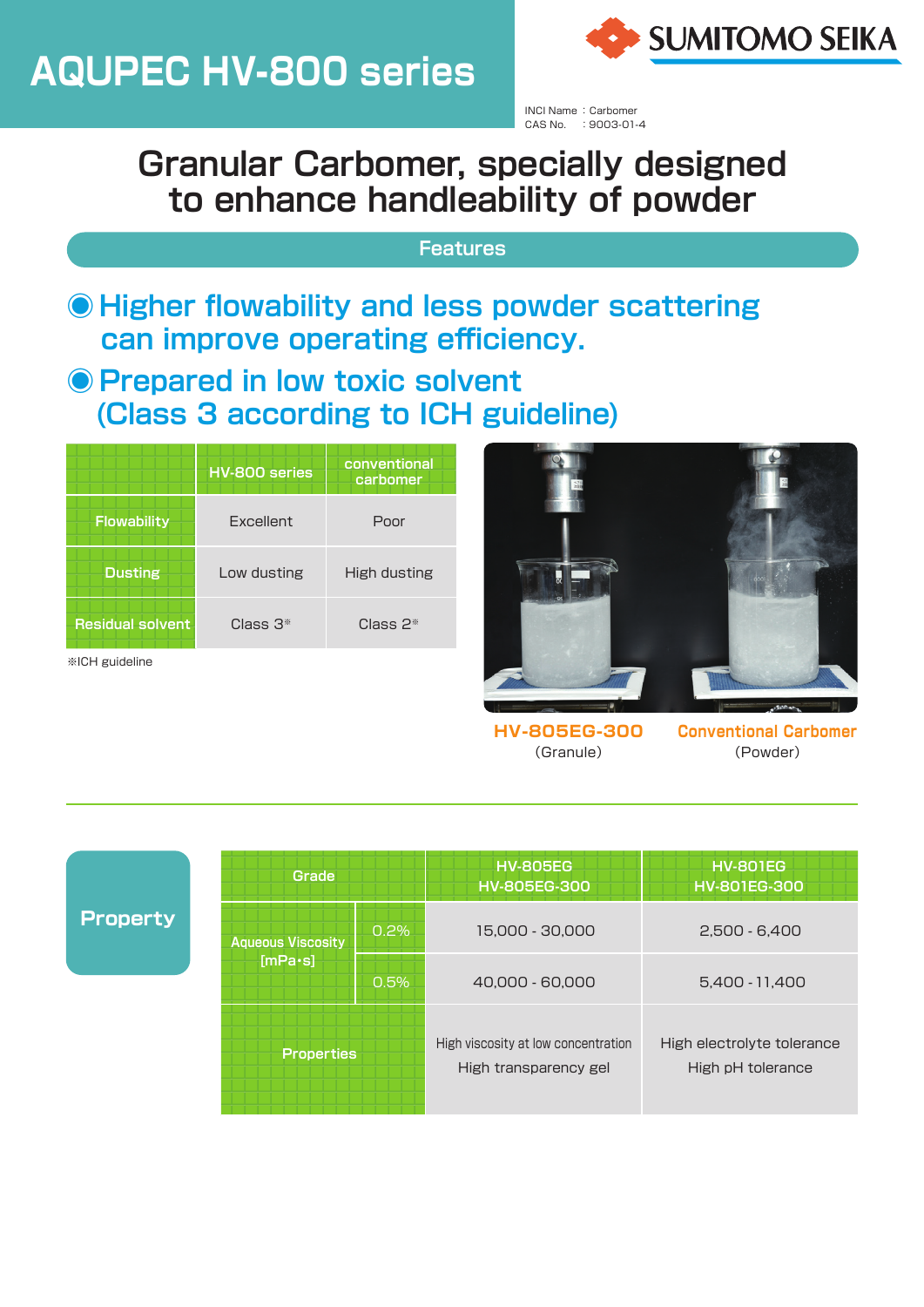# AQUPEC HV-800 series

SUMITOMO SEIKA

INCI Name : Carbomer
CAS No. : 9003-01-4

## Granular Carbomer, specially designed to enhance handleability of powder

### Features

- **Higher flowability and less powder scattering can improve operating efficiency.**
- **Prepared in low toxic solvent (Class 3 according to ICH guideline)**

| | HV-800 series | conventional carbomer |
|---|---|---|
| Flowability | Excellent | Poor |
| Dusting | Low dusting | High dusting |
| Residual solvent | Class 3※ | Class 2※ |

※ICH guideline

**HV-805EG-300** (Granule)　　**Conventional Carbomer** (Powder)

### Property

| Grade | | HV-805EG HV-805EG-300 | HV-801EG HV-801EG-300 |
|---|---|---|---|
| Aqueous Viscosity [mPa·s] | 0.2% | 15,000 - 30,000 | 2,500 - 6,400 |
| | 0.5% | 40,000 - 60,000 | 5,400 - 11,400 |
| Properties | | High viscosity at low concentration<br>High transparency gel | High electrolyte tolerance<br>High pH tolerance |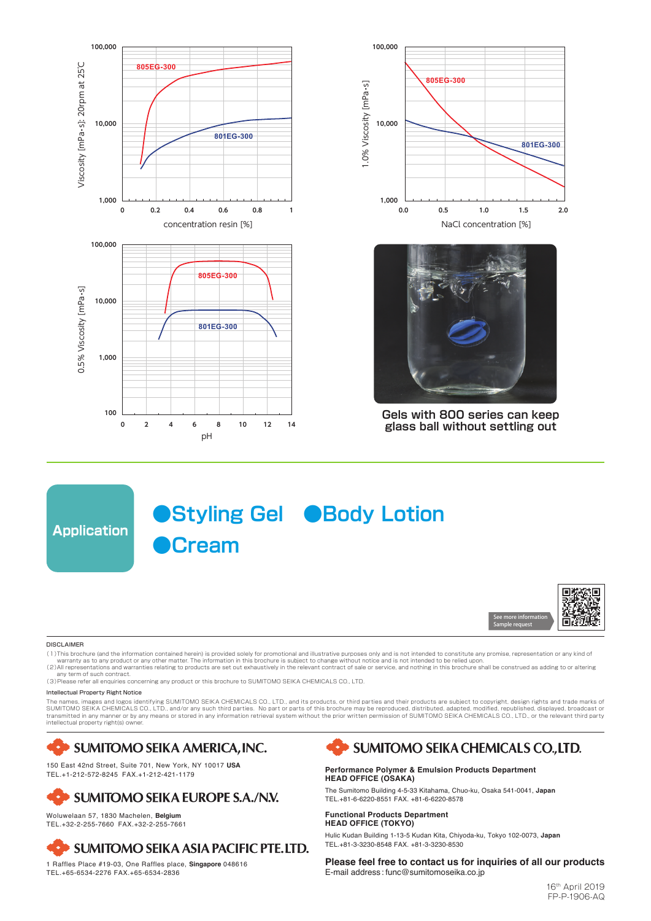100,000
10,000
1,000
Viscosity [mPa·s]; 20rpm at 25℃
805EG-300
801EG-300
0
0.2
0.4
0.6
0.8
1
concentration resin [%]

100,000
10,000
1,000
1.0% Viscosity [mPa·s]
805EG-300
801EG-300
0.0
0.5
1.0
1.5
2.0
NaCl concentration [%]

100,000
10,000
1,000
100
0.5% Viscosity [mPa·s]
805EG-300
801EG-300
0
2
4
6
8
10
12
14
pH

Gels with 800 series can keep glass ball without settling out

## Application

- Styling Gel
- Body Lotion
- Cream

See more information
Sample request

DISCLAIMER

(1)This brochure (and the information contained herein) is provided solely for promotional and illustrative purposes only and is not intended to constitute any promise, representation or any kind of warranty as to any product or any other matter. The information in this brochure is subject to change without notice and is not intended to be relied upon.
(2)All representations and warranties relating to products are set out exhaustively in the relevant contract of sale or service, and nothing in this brochure shall be construed as adding to or altering any term of such contract.
(3)Please refer all enquiries concerning any product or this brochure to SUMITOMO SEIKA CHEMICALS CO., LTD.

Intellectual Property Right Notice

The names, images and logos identifying SUMITOMO SEIKA CHEMICALS CO., LTD., and its products, or third parties and their products are subject to copyright, design rights and trade marks of SUMITOMO SEIKA CHEMICALS CO., LTD., and/or any such third parties. No part or parts of this brochure may be reproduced, distributed, adapted, modified, republished, displayed, broadcast or transmitted in any manner or by any means or stored in any information retrieval system without the prior written permission of SUMITOMO SEIKA CHEMICALS CO., LTD., or the relevant third party intellectual property right(s) owner.

**SUMITOMO SEIKA AMERICA, INC.**

150 East 42nd Street, Suite 701, New York, NY 10017 **USA**
TEL.+1-212-572-8245 FAX.+1-212-421-1179

**SUMITOMO SEIKA EUROPE S.A./N.V.**

Woluwelaan 57, 1830 Machelen, **Belgium**
TEL.+32-2-255-7660 FAX.+32-2-255-7661

**SUMITOMO SEIKA ASIA PACIFIC PTE. LTD.**

1 Raffles Place #19-03, One Raffles place, **Singapore** 048616
TEL.+65-6534-2276 FAX.+65-6534-2836

**SUMITOMO SEIKA CHEMICALS CO., LTD.**

**Performance Polymer & Emulsion Products Department**
**HEAD OFFICE (OSAKA)**

The Sumitomo Building 4-5-33 Kitahama, Chuo-ku, Osaka 541-0041, **Japan**
TEL.+81-6-6220-8551 FAX. +81-6-6220-8578

**Functional Products Department**
**HEAD OFFICE (TOKYO)**

Hulic Kudan Building 1-13-5 Kudan Kita, Chiyoda-ku, Tokyo 102-0073, **Japan**
TEL.+81-3-3230-8548 FAX. +81-3-3230-8530

**Please feel free to contact us for inquiries of all our products**
E-mail address : func@sumitomoseika.co.jp

16th April 2019
FP-P-1906-AQ